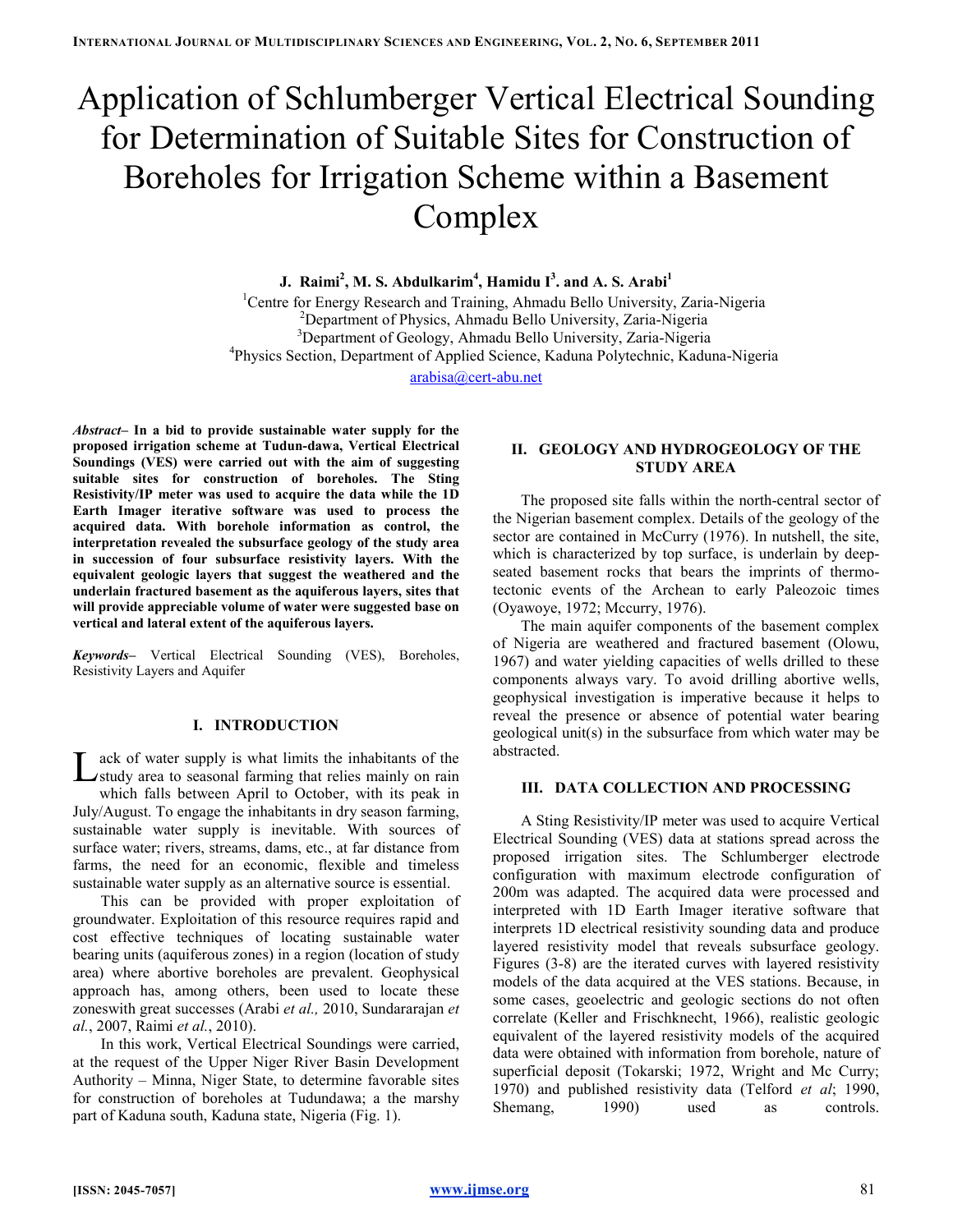# Application of Schlumberger Vertical Electrical Sounding for Determination of Suitable Sites for Construction of Boreholes for Irrigation Scheme within a Basement Complex

**J. Raimi[2], M. S. Abdulkarim[4], Hamidu I[3]. and A. S. Arabi[1]**

[1]Centre for Energy Research and Training, Ahmadu Bello University, Zaria-Nigeria
[2]Department of Physics, Ahmadu Bello University, Zaria-Nigeria
[3]Department of Geology, Ahmadu Bello University, Zaria-Nigeria
[4]Physics Section, Department of Applied Science, Kaduna Polytechnic, Kaduna-Nigeria

arabisa@cert-abu.net

***Abstract*– In a bid to provide sustainable water supply for the proposed irrigation scheme at Tudun-dawa, Vertical Electrical Soundings (VES) were carried out with the aim of suggesting suitable sites for construction of boreholes. The Sting Resistivity/IP meter was used to acquire the data while the 1D Earth Imager iterative software was used to process the acquired data. With borehole information as control, the interpretation revealed the subsurface geology of the study area in succession of four subsurface resistivity layers. With the equivalent geologic layers that suggest the weathered and the underlain fractured basement as the aquiferous layers, sites that will provide appreciable volume of water were suggested base on vertical and lateral extent of the aquiferous layers.**

***Keywords*–** Vertical Electrical Sounding (VES), Boreholes, Resistivity Layers and Aquifer

## I. INTRODUCTION

Lack of water supply is what limits the inhabitants of the study area to seasonal farming that relies mainly on rain which falls between April to October, with its peak in July/August. To engage the inhabitants in dry season farming, sustainable water supply is inevitable. With sources of surface water; rivers, streams, dams, etc., at far distance from farms, the need for an economic, flexible and timeless sustainable water supply as an alternative source is essential.

This can be provided with proper exploitation of groundwater. Exploitation of this resource requires rapid and cost effective techniques of locating sustainable water bearing units (aquiferous zones) in a region (location of study area) where abortive boreholes are prevalent. Geophysical approach has, among others, been used to locate these zoneswith great successes (Arabi *et al.,* 2010, Sundararajan *et al.*, 2007, Raimi *et al.*, 2010).

In this work, Vertical Electrical Soundings were carried, at the request of the Upper Niger River Basin Development Authority – Minna, Niger State, to determine favorable sites for construction of boreholes at Tudundawa; a the marshy part of Kaduna south, Kaduna state, Nigeria (Fig. 1).

## II. GEOLOGY AND HYDROGEOLOGY OF THE STUDY AREA

The proposed site falls within the north-central sector of the Nigerian basement complex. Details of the geology of the sector are contained in McCurry (1976). In nutshell, the site, which is characterized by top surface, is underlain by deep-seated basement rocks that bears the imprints of thermo-tectonic events of the Archean to early Paleozoic times (Oyawoye, 1972; Mccurry, 1976).

The main aquifer components of the basement complex of Nigeria are weathered and fractured basement (Olowu, 1967) and water yielding capacities of wells drilled to these components always vary. To avoid drilling abortive wells, geophysical investigation is imperative because it helps to reveal the presence or absence of potential water bearing geological unit(s) in the subsurface from which water may be abstracted.

## III. DATA COLLECTION AND PROCESSING

A Sting Resistivity/IP meter was used to acquire Vertical Electrical Sounding (VES) data at stations spread across the proposed irrigation sites. The Schlumberger electrode configuration with maximum electrode configuration of 200m was adapted. The acquired data were processed and interpreted with 1D Earth Imager iterative software that interprets 1D electrical resistivity sounding data and produce layered resistivity model that reveals subsurface geology. Figures (3-8) are the iterated curves with layered resistivity models of the data acquired at the VES stations. Because, in some cases, geoelectric and geologic sections do not often correlate (Keller and Frischknecht, 1966), realistic geologic equivalent of the layered resistivity models of the acquired data were obtained with information from borehole, nature of superficial deposit (Tokarski; 1972, Wright and Mc Curry; 1970) and published resistivity data (Telford *et al*; 1990, Shemang, 1990) used as controls.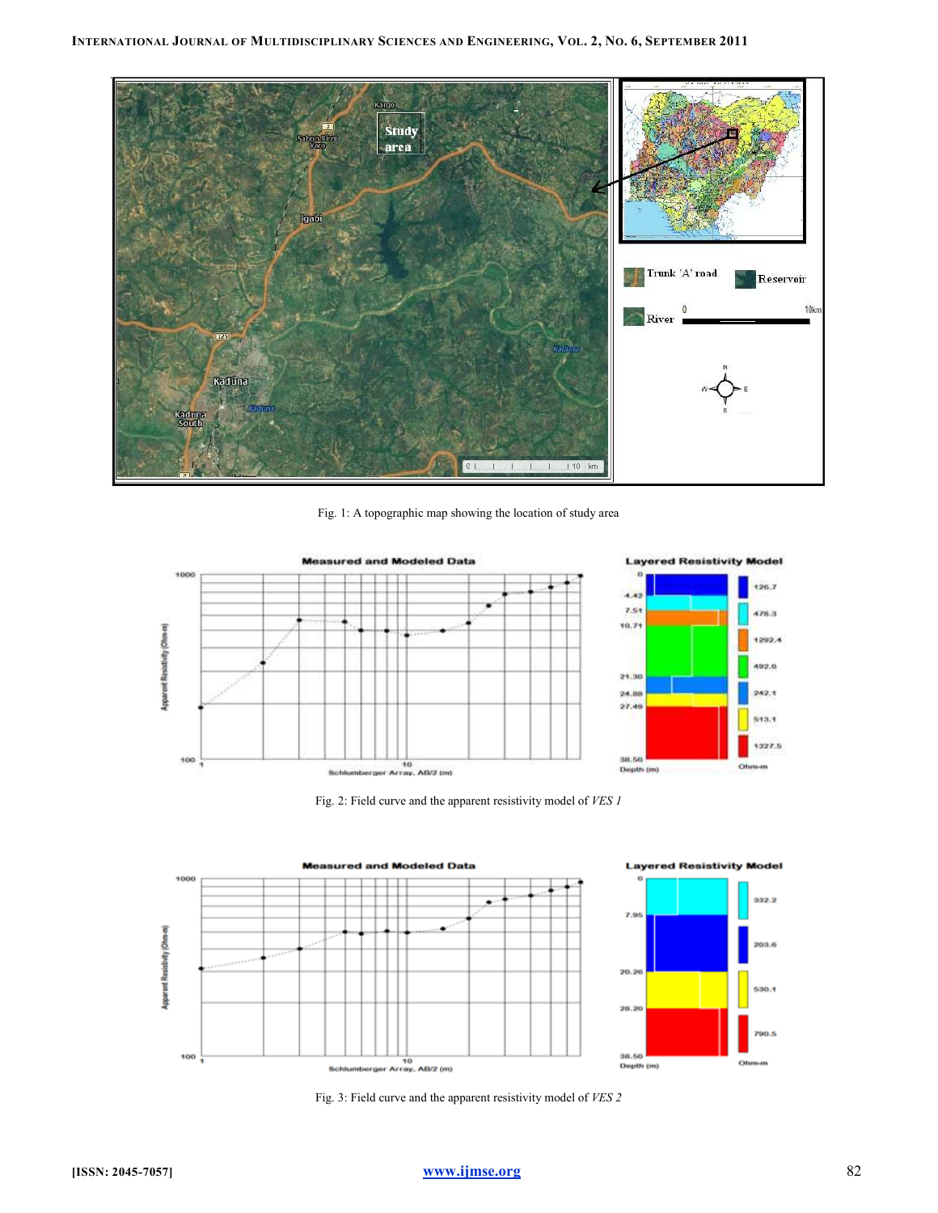Fig. 1: A topographic map showing the location of study area

Fig. 2: Field curve and the apparent resistivity model of *VES 1*

Fig. 3: Field curve and the apparent resistivity model of *VES 2*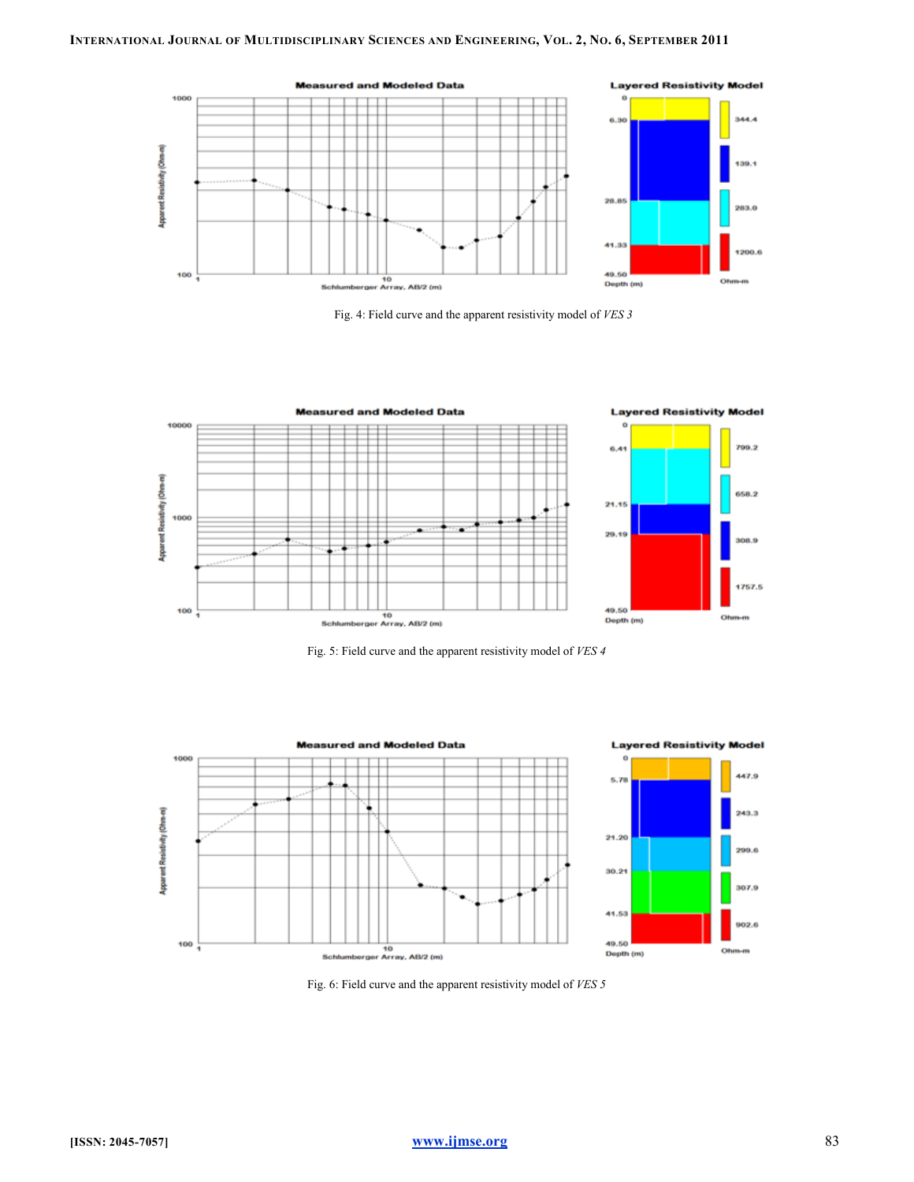Fig. 4: Field curve and the apparent resistivity model of *VES 3*

Fig. 5: Field curve and the apparent resistivity model of *VES 4*

Fig. 6: Field curve and the apparent resistivity model of *VES 5*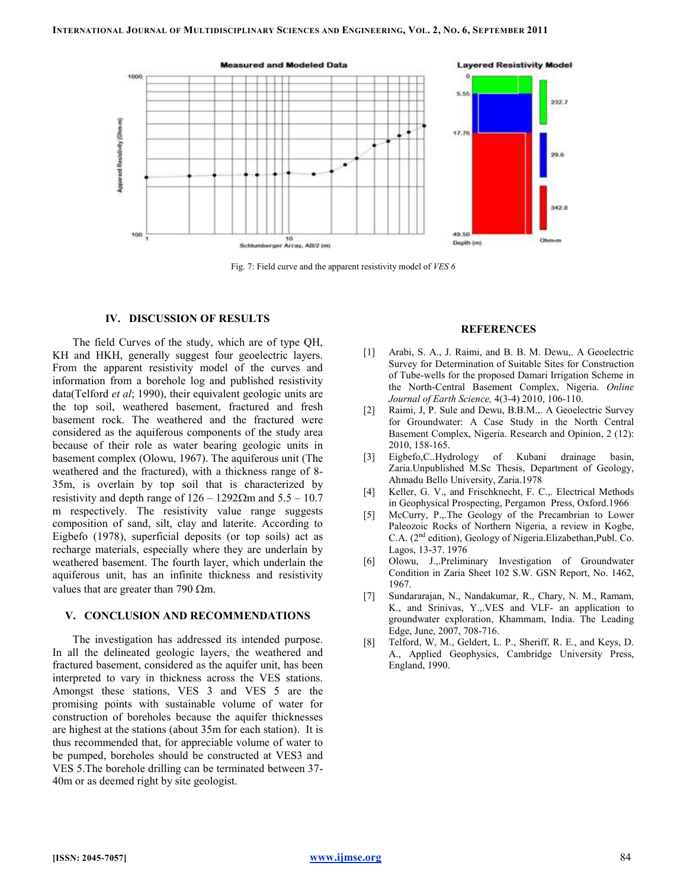Measured and Modeled Data

1000

100

Apparent Resistivity (Ohm-m)

1

10

Schlumberger Array, AB/2 (m)

Layered Resistivity Model

0

5.55

17.76

49.50

Depth (m)

232.7

29.6

342.8

Ohm-m

Fig. 7: Field curve and the apparent resistivity model of *VES 6*

## IV. DISCUSSION OF RESULTS

The field Curves of the study, which are of type QH, KH and HKH, generally suggest four geoelectric layers. From the apparent resistivity model of the curves and information from a borehole log and published resistivity data(Telford *et al*; 1990), their equivalent geologic units are the top soil, weathered basement, fractured and fresh basement rock. The weathered and the fractured were considered as the aquiferous components of the study area because of their role as water bearing geologic units in basement complex (Olowu, 1967). The aquiferous unit (The weathered and the fractured), with a thickness range of 8-35m, is overlain by top soil that is characterized by resistivity and depth range of 126 – 1292Ωm and 5.5 – 10.7 m respectively. The resistivity value range suggests composition of sand, silt, clay and laterite. According to Eigbefo (1978), superficial deposits (or top soils) act as recharge materials, especially where they are underlain by weathered basement. The fourth layer, which underlain the aquiferous unit, has an infinite thickness and resistivity values that are greater than 790 Ωm.

## V. CONCLUSION AND RECOMMENDATIONS

The investigation has addressed its intended purpose. In all the delineated geologic layers, the weathered and fractured basement, considered as the aquifer unit, has been interpreted to vary in thickness across the VES stations. Amongst these stations, VES 3 and VES 5 are the promising points with sustainable volume of water for construction of boreholes because the aquifer thicknesses are highest at the stations (about 35m for each station). It is thus recommended that, for appreciable volume of water to be pumped, boreholes should be constructed at VES3 and VES 5.The borehole drilling can be terminated between 37-40m or as deemed right by site geologist.

## REFERENCES

[1] Arabi, S. A., J. Raimi, and B. B. M. Dewu,. A Geoelectric Survey for Determination of Suitable Sites for Construction of Tube-wells for the proposed Damari Irrigation Scheme in the North-Central Basement Complex, Nigeria. *Online Journal of Earth Science,* 4(3-4) 2010, 106-110.

[2] Raimi, J, P. Sule and Dewu, B.B.M.,. A Geoelectric Survey for Groundwater: A Case Study in the North Central Basement Complex, Nigeria. Research and Opinion, 2 (12): 2010, 158-165.

[3] Eigbefo,C..Hydrology of Kubani drainage basin, Zaria.Unpublished M.Sc Thesis, Department of Geology, Ahmadu Bello University, Zaria.1978

[4] Keller, G. V., and Frischknecht, F. C.,. Electrical Methods in Geophysical Prospecting, Pergamon Press, Oxford.1966

[5] McCurry, P.,.The Geology of the Precambrian to Lower Paleozoic Rocks of Northern Nigeria, a review in Kogbe, C.A. (2nd edition), Geology of Nigeria.Elizabethan,Publ. Co. Lagos, 13-37. 1976

[6] Olowu, J.,.Preliminary Investigation of Groundwater Condition in Zaria Sheet 102 S.W. GSN Report, No. 1462, 1967.

[7] Sundararajan, N., Nandakumar, R., Chary, N. M., Ramam, K., and Srinivas, Y.,.VES and VLF- an application to groundwater exploration, Khammam, India. The Leading Edge, June, 2007, 708-716.

[8] Telford, W, M., Geldert, L. P., Sheriff, R. E., and Keys, D. A., Applied Geophysics, Cambridge University Press, England, 1990.